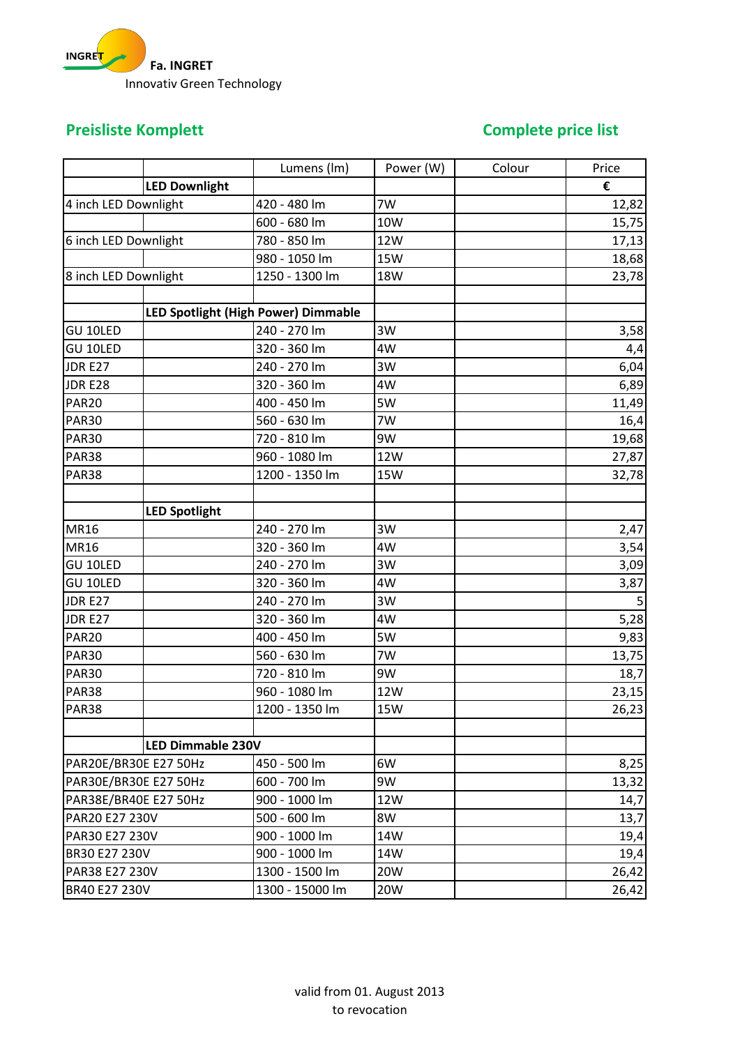INGRET

**Fa. INGRET**

Innovativ Green Technology

## Preisliste Komplett

## Complete price list

| | | Lumens (lm) | Power (W) | Colour | Price |
|---|---|---|---|---|---|
| | **LED Downlight** | | | | **€** |
| 4 inch LED Downlight | | 420 - 480 lm | 7W | | 12,82 |
| | | 600 - 680 lm | 10W | | 15,75 |
| 6 inch LED Downlight | | 780 - 850 lm | 12W | | 17,13 |
| | | 980 - 1050 lm | 15W | | 18,68 |
| 8 inch LED Downlight | | 1250 - 1300 lm | 18W | | 23,78 |
| | | | | | |
| | **LED Spotlight (High Power) Dimmable** | | | | |
| GU 10LED | | 240 - 270 lm | 3W | | 3,58 |
| GU 10LED | | 320 - 360 lm | 4W | | 4,4 |
| JDR E27 | | 240 - 270 lm | 3W | | 6,04 |
| JDR E28 | | 320 - 360 lm | 4W | | 6,89 |
| PAR20 | | 400 - 450 lm | 5W | | 11,49 |
| PAR30 | | 560 - 630 lm | 7W | | 16,4 |
| PAR30 | | 720 - 810 lm | 9W | | 19,68 |
| PAR38 | | 960 - 1080 lm | 12W | | 27,87 |
| PAR38 | | 1200 - 1350 lm | 15W | | 32,78 |
| | | | | | |
| | **LED Spotlight** | | | | |
| MR16 | | 240 - 270 lm | 3W | | 2,47 |
| MR16 | | 320 - 360 lm | 4W | | 3,54 |
| GU 10LED | | 240 - 270 lm | 3W | | 3,09 |
| GU 10LED | | 320 - 360 lm | 4W | | 3,87 |
| JDR E27 | | 240 - 270 lm | 3W | | 5 |
| JDR E27 | | 320 - 360 lm | 4W | | 5,28 |
| PAR20 | | 400 - 450 lm | 5W | | 9,83 |
| PAR30 | | 560 - 630 lm | 7W | | 13,75 |
| PAR30 | | 720 - 810 lm | 9W | | 18,7 |
| PAR38 | | 960 - 1080 lm | 12W | | 23,15 |
| PAR38 | | 1200 - 1350 lm | 15W | | 26,23 |
| | | | | | |
| | **LED Dimmable 230V** | | | | |
| PAR20E/BR30E E27 50Hz | | 450 - 500 lm | 6W | | 8,25 |
| PAR30E/BR30E E27 50Hz | | 600 - 700 lm | 9W | | 13,32 |
| PAR38E/BR40E E27 50Hz | | 900 - 1000 lm | 12W | | 14,7 |
| PAR20 E27 230V | | 500 - 600 lm | 8W | | 13,7 |
| PAR30 E27 230V | | 900 - 1000 lm | 14W | | 19,4 |
| BR30 E27 230V | | 900 - 1000 lm | 14W | | 19,4 |
| PAR38 E27 230V | | 1300 - 1500 lm | 20W | | 26,42 |
| BR40 E27 230V | | 1300 - 15000 lm | 20W | | 26,42 |

valid from 01. August 2013
to revocation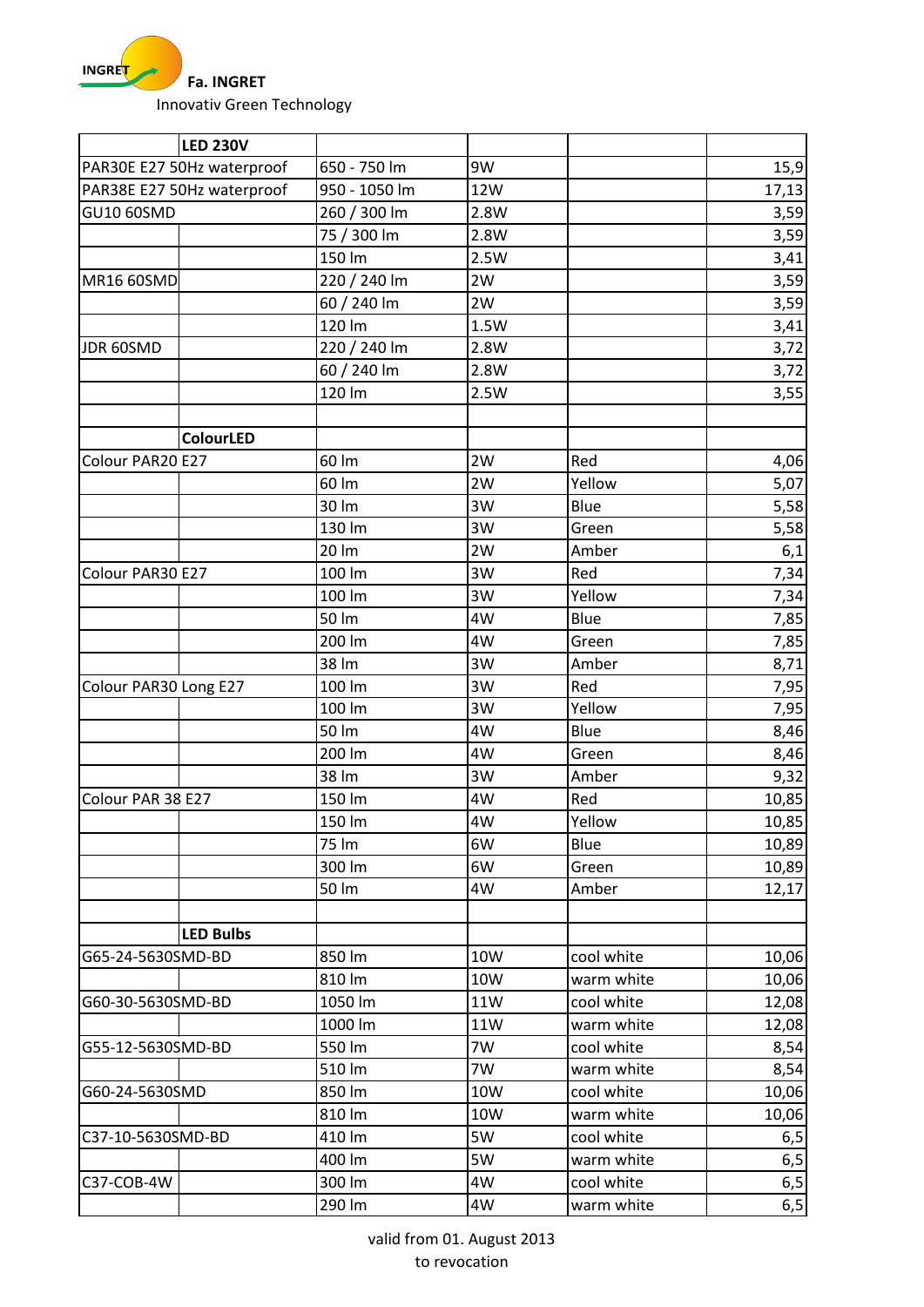**Fa. INGRET**

Innovativ Green Technology

| | LED 230V | | | | |
|---|---|---|---|---|---|
| PAR30E E27 50Hz waterproof | | 650 - 750 lm | 9W | | 15,9 |
| PAR38E E27 50Hz waterproof | | 950 - 1050 lm | 12W | | 17,13 |
| GU10 60SMD | | 260 / 300 lm | 2.8W | | 3,59 |
| | | 75 / 300 lm | 2.8W | | 3,59 |
| | | 150 lm | 2.5W | | 3,41 |
| MR16 60SMD | | 220 / 240 lm | 2W | | 3,59 |
| | | 60 / 240 lm | 2W | | 3,59 |
| | | 120 lm | 1.5W | | 3,41 |
| JDR 60SMD | | 220 / 240 lm | 2.8W | | 3,72 |
| | | 60 / 240 lm | 2.8W | | 3,72 |
| | | 120 lm | 2.5W | | 3,55 |
| | | | | | |
| | **ColourLED** | | | | |
| Colour PAR20 E27 | | 60 lm | 2W | Red | 4,06 |
| | | 60 lm | 2W | Yellow | 5,07 |
| | | 30 lm | 3W | Blue | 5,58 |
| | | 130 lm | 3W | Green | 5,58 |
| | | 20 lm | 2W | Amber | 6,1 |
| Colour PAR30 E27 | | 100 lm | 3W | Red | 7,34 |
| | | 100 lm | 3W | Yellow | 7,34 |
| | | 50 lm | 4W | Blue | 7,85 |
| | | 200 lm | 4W | Green | 7,85 |
| | | 38 lm | 3W | Amber | 8,71 |
| Colour PAR30 Long E27 | | 100 lm | 3W | Red | 7,95 |
| | | 100 lm | 3W | Yellow | 7,95 |
| | | 50 lm | 4W | Blue | 8,46 |
| | | 200 lm | 4W | Green | 8,46 |
| | | 38 lm | 3W | Amber | 9,32 |
| Colour PAR 38 E27 | | 150 lm | 4W | Red | 10,85 |
| | | 150 lm | 4W | Yellow | 10,85 |
| | | 75 lm | 6W | Blue | 10,89 |
| | | 300 lm | 6W | Green | 10,89 |
| | | 50 lm | 4W | Amber | 12,17 |
| | | | | | |
| | **LED Bulbs** | | | | |
| G65-24-5630SMD-BD | | 850 lm | 10W | cool white | 10,06 |
| | | 810 lm | 10W | warm white | 10,06 |
| G60-30-5630SMD-BD | | 1050 lm | 11W | cool white | 12,08 |
| | | 1000 lm | 11W | warm white | 12,08 |
| G55-12-5630SMD-BD | | 550 lm | 7W | cool white | 8,54 |
| | | 510 lm | 7W | warm white | 8,54 |
| G60-24-5630SMD | | 850 lm | 10W | cool white | 10,06 |
| | | 810 lm | 10W | warm white | 10,06 |
| C37-10-5630SMD-BD | | 410 lm | 5W | cool white | 6,5 |
| | | 400 lm | 5W | warm white | 6,5 |
| C37-COB-4W | | 300 lm | 4W | cool white | 6,5 |
| | | 290 lm | 4W | warm white | 6,5 |

valid from 01. August 2013
to revocation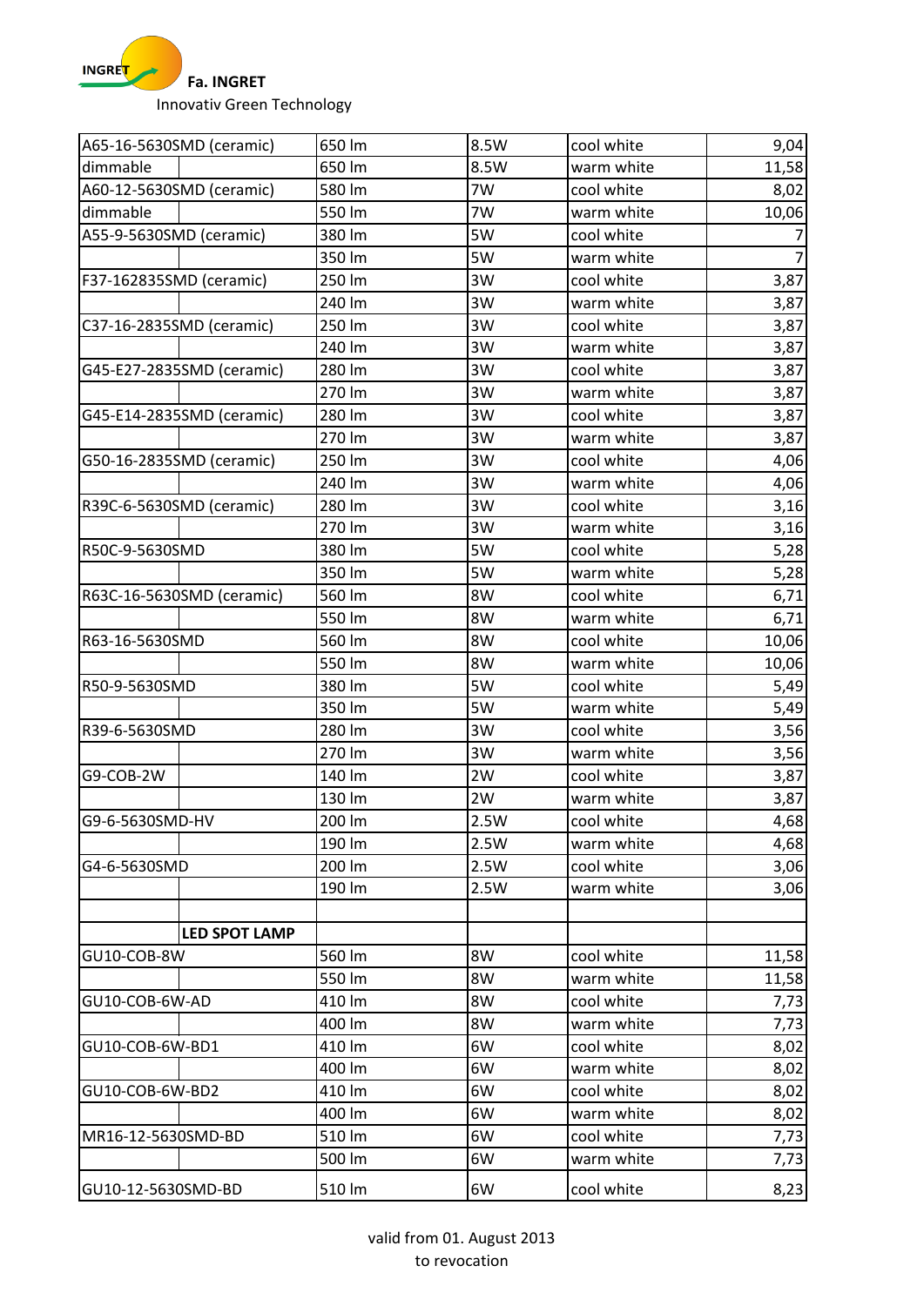**Fa. INGRET**

Innovativ Green Technology

| | | | | | |
|---|---|---|---|---|---|
| A65-16-5630SMD (ceramic) | | 650 lm | 8.5W | cool white | 9,04 |
| dimmable | | 650 lm | 8.5W | warm white | 11,58 |
| A60-12-5630SMD (ceramic) | | 580 lm | 7W | cool white | 8,02 |
| dimmable | | 550 lm | 7W | warm white | 10,06 |
| A55-9-5630SMD (ceramic) | | 380 lm | 5W | cool white | 7 |
| | | 350 lm | 5W | warm white | 7 |
| F37-162835SMD (ceramic) | | 250 lm | 3W | cool white | 3,87 |
| | | 240 lm | 3W | warm white | 3,87 |
| C37-16-2835SMD (ceramic) | | 250 lm | 3W | cool white | 3,87 |
| | | 240 lm | 3W | warm white | 3,87 |
| G45-E27-2835SMD (ceramic) | | 280 lm | 3W | cool white | 3,87 |
| | | 270 lm | 3W | warm white | 3,87 |
| G45-E14-2835SMD (ceramic) | | 280 lm | 3W | cool white | 3,87 |
| | | 270 lm | 3W | warm white | 3,87 |
| G50-16-2835SMD (ceramic) | | 250 lm | 3W | cool white | 4,06 |
| | | 240 lm | 3W | warm white | 4,06 |
| R39C-6-5630SMD (ceramic) | | 280 lm | 3W | cool white | 3,16 |
| | | 270 lm | 3W | warm white | 3,16 |
| R50C-9-5630SMD | | 380 lm | 5W | cool white | 5,28 |
| | | 350 lm | 5W | warm white | 5,28 |
| R63C-16-5630SMD (ceramic) | | 560 lm | 8W | cool white | 6,71 |
| | | 550 lm | 8W | warm white | 6,71 |
| R63-16-5630SMD | | 560 lm | 8W | cool white | 10,06 |
| | | 550 lm | 8W | warm white | 10,06 |
| R50-9-5630SMD | | 380 lm | 5W | cool white | 5,49 |
| | | 350 lm | 5W | warm white | 5,49 |
| R39-6-5630SMD | | 280 lm | 3W | cool white | 3,56 |
| | | 270 lm | 3W | warm white | 3,56 |
| G9-COB-2W | | 140 lm | 2W | cool white | 3,87 |
| | | 130 lm | 2W | warm white | 3,87 |
| G9-6-5630SMD-HV | | 200 lm | 2.5W | cool white | 4,68 |
| | | 190 lm | 2.5W | warm white | 4,68 |
| G4-6-5630SMD | | 200 lm | 2.5W | cool white | 3,06 |
| | | 190 lm | 2.5W | warm white | 3,06 |
| | | | | | |
| | **LED SPOT LAMP** | | | | |
| GU10-COB-8W | | 560 lm | 8W | cool white | 11,58 |
| | | 550 lm | 8W | warm white | 11,58 |
| GU10-COB-6W-AD | | 410 lm | 8W | cool white | 7,73 |
| | | 400 lm | 8W | warm white | 7,73 |
| GU10-COB-6W-BD1 | | 410 lm | 6W | cool white | 8,02 |
| | | 400 lm | 6W | warm white | 8,02 |
| GU10-COB-6W-BD2 | | 410 lm | 6W | cool white | 8,02 |
| | | 400 lm | 6W | warm white | 8,02 |
| MR16-12-5630SMD-BD | | 510 lm | 6W | cool white | 7,73 |
| | | 500 lm | 6W | warm white | 7,73 |
| GU10-12-5630SMD-BD | | 510 lm | 6W | cool white | 8,23 |

valid from 01. August 2013
to revocation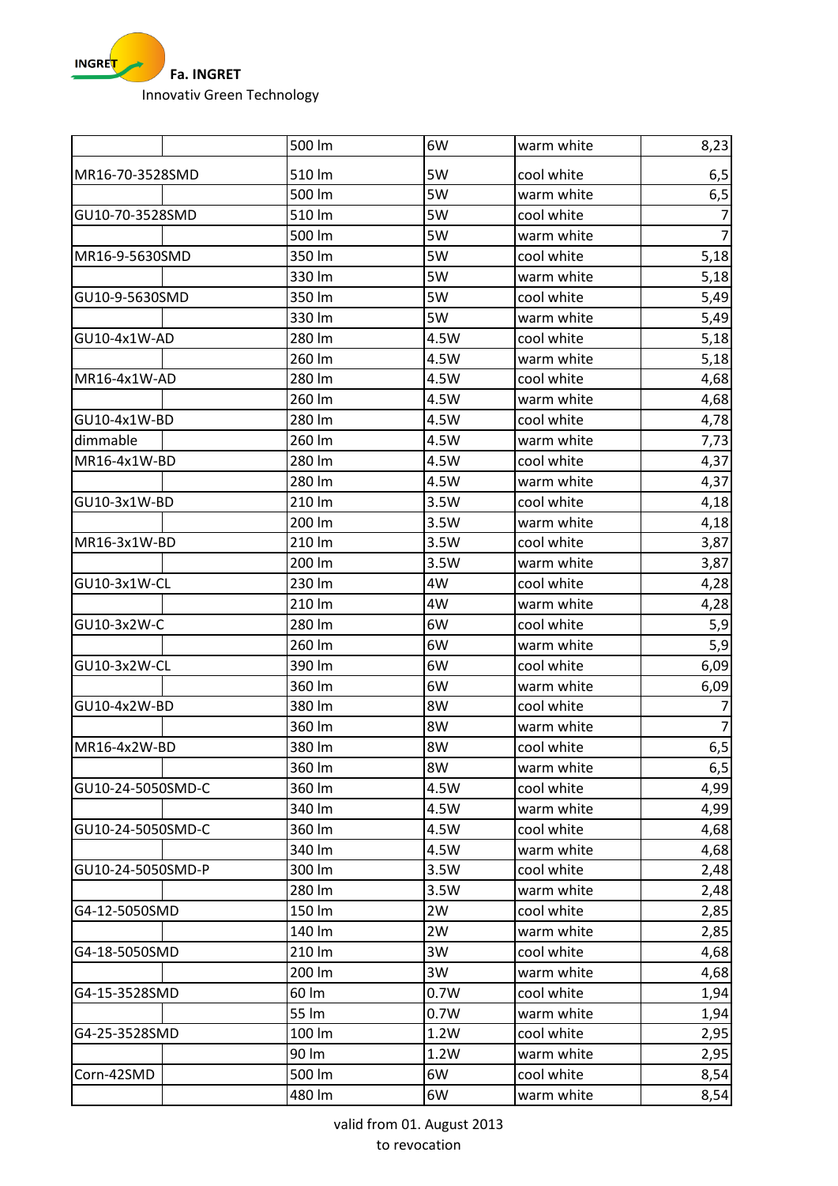**Fa. INGRET**

Innovativ Green Technology

| | | | | | |
|---|---|---|---|---|---|
| | | 500 lm | 6W | warm white | 8,23 |
| MR16-70-3528SMD | | 510 lm | 5W | cool white | 6,5 |
| | | 500 lm | 5W | warm white | 6,5 |
| GU10-70-3528SMD | | 510 lm | 5W | cool white | 7 |
| | | 500 lm | 5W | warm white | 7 |
| MR16-9-5630SMD | | 350 lm | 5W | cool white | 5,18 |
| | | 330 lm | 5W | warm white | 5,18 |
| GU10-9-5630SMD | | 350 lm | 5W | cool white | 5,49 |
| | | 330 lm | 5W | warm white | 5,49 |
| GU10-4x1W-AD | | 280 lm | 4.5W | cool white | 5,18 |
| | | 260 lm | 4.5W | warm white | 5,18 |
| MR16-4x1W-AD | | 280 lm | 4.5W | cool white | 4,68 |
| | | 260 lm | 4.5W | warm white | 4,68 |
| GU10-4x1W-BD | | 280 lm | 4.5W | cool white | 4,78 |
| dimmable | | 260 lm | 4.5W | warm white | 7,73 |
| MR16-4x1W-BD | | 280 lm | 4.5W | cool white | 4,37 |
| | | 280 lm | 4.5W | warm white | 4,37 |
| GU10-3x1W-BD | | 210 lm | 3.5W | cool white | 4,18 |
| | | 200 lm | 3.5W | warm white | 4,18 |
| MR16-3x1W-BD | | 210 lm | 3.5W | cool white | 3,87 |
| | | 200 lm | 3.5W | warm white | 3,87 |
| GU10-3x1W-CL | | 230 lm | 4W | cool white | 4,28 |
| | | 210 lm | 4W | warm white | 4,28 |
| GU10-3x2W-C | | 280 lm | 6W | cool white | 5,9 |
| | | 260 lm | 6W | warm white | 5,9 |
| GU10-3x2W-CL | | 390 lm | 6W | cool white | 6,09 |
| | | 360 lm | 6W | warm white | 6,09 |
| GU10-4x2W-BD | | 380 lm | 8W | cool white | 7 |
| | | 360 lm | 8W | warm white | 7 |
| MR16-4x2W-BD | | 380 lm | 8W | cool white | 6,5 |
| | | 360 lm | 8W | warm white | 6,5 |
| GU10-24-5050SMD-C | | 360 lm | 4.5W | cool white | 4,99 |
| | | 340 lm | 4.5W | warm white | 4,99 |
| GU10-24-5050SMD-C | | 360 lm | 4.5W | cool white | 4,68 |
| | | 340 lm | 4.5W | warm white | 4,68 |
| GU10-24-5050SMD-P | | 300 lm | 3.5W | cool white | 2,48 |
| | | 280 lm | 3.5W | warm white | 2,48 |
| G4-12-5050SMD | | 150 lm | 2W | cool white | 2,85 |
| | | 140 lm | 2W | warm white | 2,85 |
| G4-18-5050SMD | | 210 lm | 3W | cool white | 4,68 |
| | | 200 lm | 3W | warm white | 4,68 |
| G4-15-3528SMD | | 60 lm | 0.7W | cool white | 1,94 |
| | | 55 lm | 0.7W | warm white | 1,94 |
| G4-25-3528SMD | | 100 lm | 1.2W | cool white | 2,95 |
| | | 90 lm | 1.2W | warm white | 2,95 |
| Corn-42SMD | | 500 lm | 6W | cool white | 8,54 |
| | | 480 lm | 6W | warm white | 8,54 |

valid from 01. August 2013
to revocation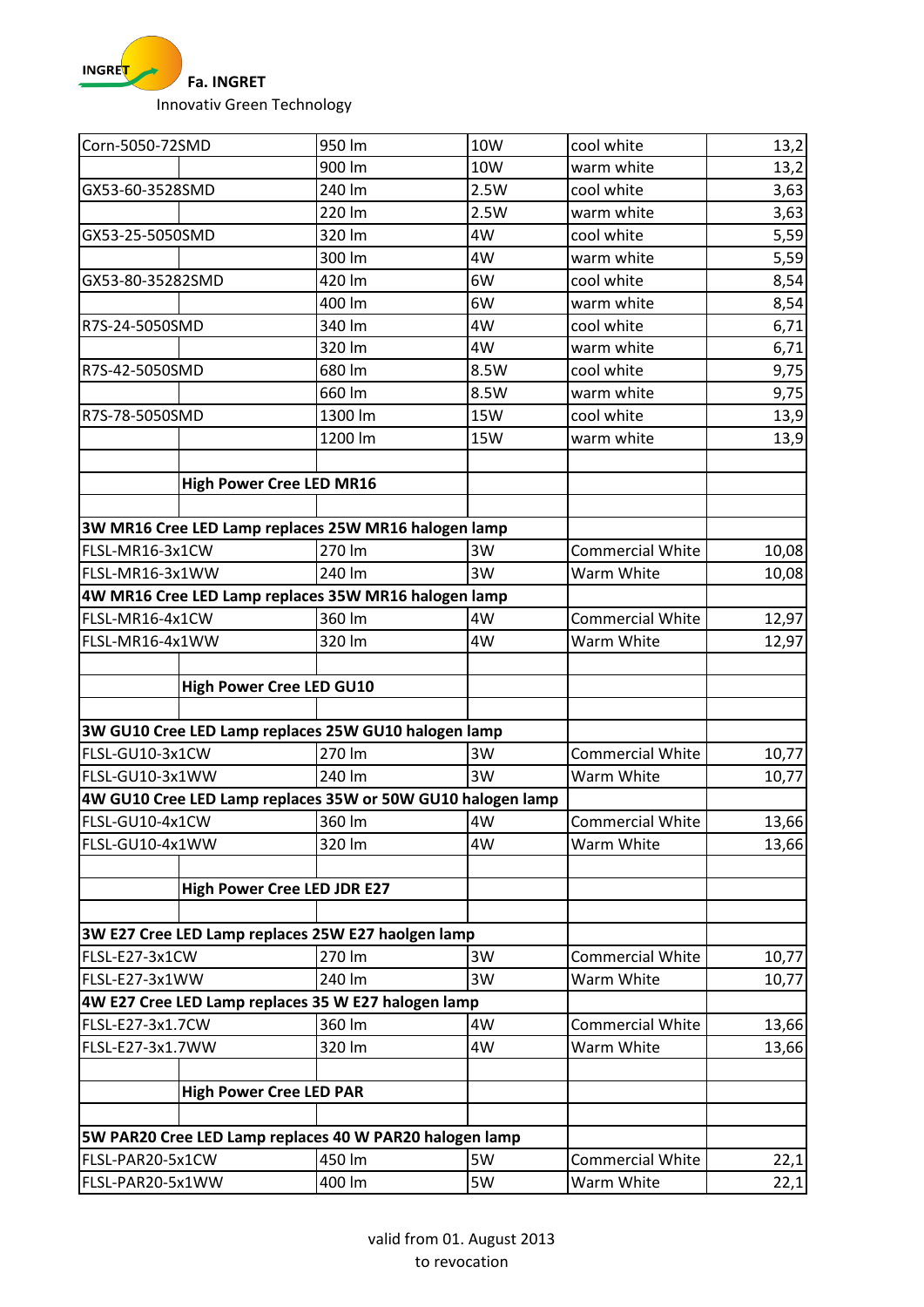**Fa. INGRET**

Innovativ Green Technology

| | | | | | |
|---|---|---|---|---|---|
| Corn-5050-72SMD | | 950 lm | 10W | cool white | 13,2 |
| | | 900 lm | 10W | warm white | 13,2 |
| GX53-60-3528SMD | | 240 lm | 2.5W | cool white | 3,63 |
| | | 220 lm | 2.5W | warm white | 3,63 |
| GX53-25-5050SMD | | 320 lm | 4W | cool white | 5,59 |
| | | 300 lm | 4W | warm white | 5,59 |
| GX53-80-35282SMD | | 420 lm | 6W | cool white | 8,54 |
| | | 400 lm | 6W | warm white | 8,54 |
| R7S-24-5050SMD | | 340 lm | 4W | cool white | 6,71 |
| | | 320 lm | 4W | warm white | 6,71 |
| R7S-42-5050SMD | | 680 lm | 8.5W | cool white | 9,75 |
| | | 660 lm | 8.5W | warm white | 9,75 |
| R7S-78-5050SMD | | 1300 lm | 15W | cool white | 13,9 |
| | | 1200 lm | 15W | warm white | 13,9 |
| | | | | | |
| | **High Power Cree LED MR16** | | | | |
| | | | | | |
| **3W MR16 Cree LED Lamp replaces 25W MR16 halogen lamp** | | | | | |
| FLSL-MR16-3x1CW | | 270 lm | 3W | Commercial White | 10,08 |
| FLSL-MR16-3x1WW | | 240 lm | 3W | Warm White | 10,08 |
| **4W MR16 Cree LED Lamp replaces 35W MR16 halogen lamp** | | | | | |
| FLSL-MR16-4x1CW | | 360 lm | 4W | Commercial White | 12,97 |
| FLSL-MR16-4x1WW | | 320 lm | 4W | Warm White | 12,97 |
| | | | | | |
| | **High Power Cree LED GU10** | | | | |
| | | | | | |
| **3W GU10 Cree LED Lamp replaces 25W GU10 halogen lamp** | | | | | |
| FLSL-GU10-3x1CW | | 270 lm | 3W | Commercial White | 10,77 |
| FLSL-GU10-3x1WW | | 240 lm | 3W | Warm White | 10,77 |
| **4W GU10 Cree LED Lamp replaces 35W or 50W GU10 halogen lamp** | | | | | |
| FLSL-GU10-4x1CW | | 360 lm | 4W | Commercial White | 13,66 |
| FLSL-GU10-4x1WW | | 320 lm | 4W | Warm White | 13,66 |
| | | | | | |
| | **High Power Cree LED JDR E27** | | | | |
| | | | | | |
| **3W E27 Cree LED Lamp replaces 25W E27 haolgen lamp** | | | | | |
| FLSL-E27-3x1CW | | 270 lm | 3W | Commercial White | 10,77 |
| FLSL-E27-3x1WW | | 240 lm | 3W | Warm White | 10,77 |
| **4W E27 Cree LED Lamp replaces 35 W E27 halogen lamp** | | | | | |
| FLSL-E27-3x1.7CW | | 360 lm | 4W | Commercial White | 13,66 |
| FLSL-E27-3x1.7WW | | 320 lm | 4W | Warm White | 13,66 |
| | | | | | |
| | **High Power Cree LED PAR** | | | | |
| | | | | | |
| **5W PAR20 Cree LED Lamp replaces 40 W PAR20 halogen lamp** | | | | | |
| FLSL-PAR20-5x1CW | | 450 lm | 5W | Commercial White | 22,1 |
| FLSL-PAR20-5x1WW | | 400 lm | 5W | Warm White | 22,1 |

valid from 01. August 2013
to revocation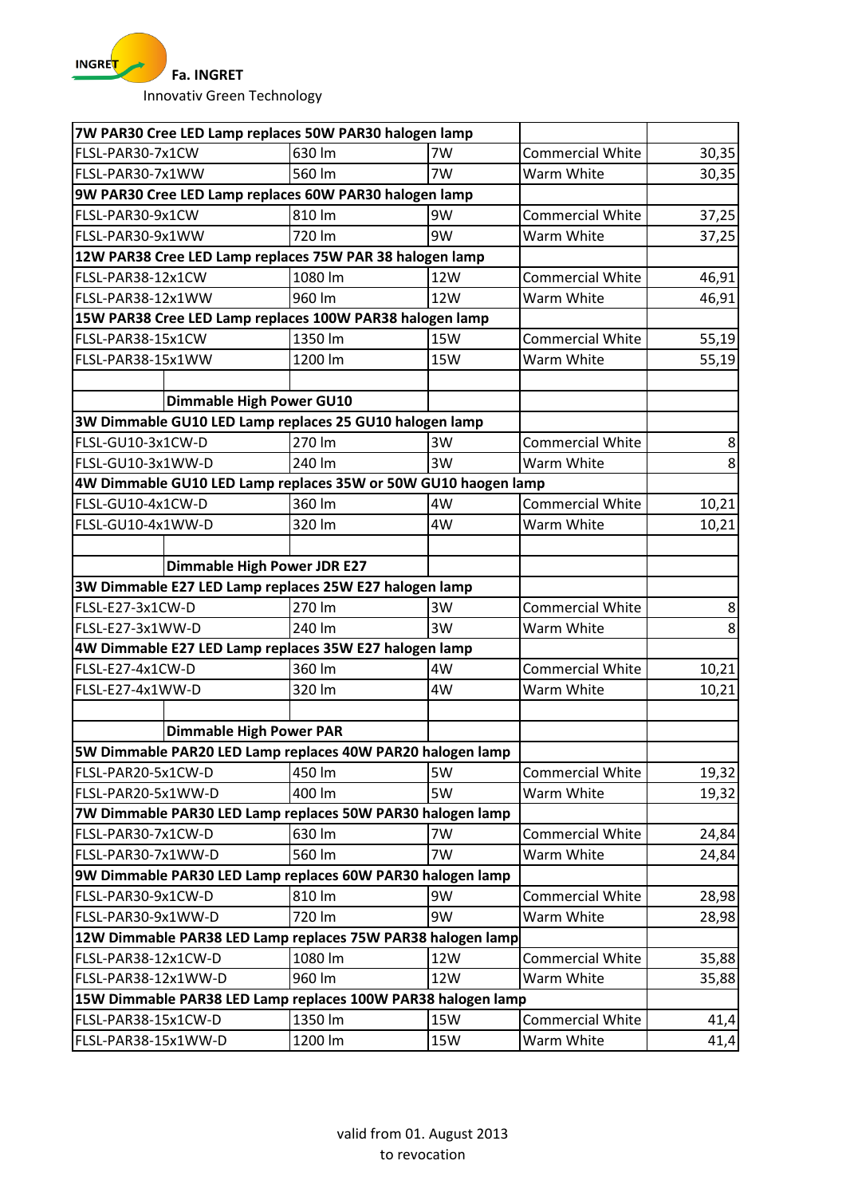**Fa. INGRET**

Innovativ Green Technology

| 7W PAR30 Cree LED Lamp replaces 50W PAR30 halogen lamp | | | | |
|---|---|---|---|---|
| FLSL-PAR30-7x1CW | 630 lm | 7W | Commercial White | 30,35 |
| FLSL-PAR30-7x1WW | 560 lm | 7W | Warm White | 30,35 |
| **9W PAR30 Cree LED Lamp replaces 60W PAR30 halogen lamp** | | | | |
| FLSL-PAR30-9x1CW | 810 lm | 9W | Commercial White | 37,25 |
| FLSL-PAR30-9x1WW | 720 lm | 9W | Warm White | 37,25 |
| **12W PAR38 Cree LED Lamp replaces 75W PAR 38 halogen lamp** | | | | |
| FLSL-PAR38-12x1CW | 1080 lm | 12W | Commercial White | 46,91 |
| FLSL-PAR38-12x1WW | 960 lm | 12W | Warm White | 46,91 |
| **15W PAR38 Cree LED Lamp replaces 100W PAR38 halogen lamp** | | | | |
| FLSL-PAR38-15x1CW | 1350 lm | 15W | Commercial White | 55,19 |
| FLSL-PAR38-15x1WW | 1200 lm | 15W | Warm White | 55,19 |
| | | | | |
| **Dimmable High Power GU10** | | | | |
| **3W Dimmable GU10 LED Lamp replaces 25 GU10 halogen lamp** | | | | |
| FLSL-GU10-3x1CW-D | 270 lm | 3W | Commercial White | 8 |
| FLSL-GU10-3x1WW-D | 240 lm | 3W | Warm White | 8 |
| **4W Dimmable GU10 LED Lamp replaces 35W or 50W GU10 haogen lamp** | | | | |
| FLSL-GU10-4x1CW-D | 360 lm | 4W | Commercial White | 10,21 |
| FLSL-GU10-4x1WW-D | 320 lm | 4W | Warm White | 10,21 |
| | | | | |
| **Dimmable High Power JDR E27** | | | | |
| **3W Dimmable E27 LED Lamp replaces 25W E27 halogen lamp** | | | | |
| FLSL-E27-3x1CW-D | 270 lm | 3W | Commercial White | 8 |
| FLSL-E27-3x1WW-D | 240 lm | 3W | Warm White | 8 |
| **4W Dimmable E27 LED Lamp replaces 35W E27 halogen lamp** | | | | |
| FLSL-E27-4x1CW-D | 360 lm | 4W | Commercial White | 10,21 |
| FLSL-E27-4x1WW-D | 320 lm | 4W | Warm White | 10,21 |
| | | | | |
| **Dimmable High Power PAR** | | | | |
| **5W Dimmable PAR20 LED Lamp replaces 40W PAR20 halogen lamp** | | | | |
| FLSL-PAR20-5x1CW-D | 450 lm | 5W | Commercial White | 19,32 |
| FLSL-PAR20-5x1WW-D | 400 lm | 5W | Warm White | 19,32 |
| **7W Dimmable PAR30 LED Lamp replaces 50W PAR30 halogen lamp** | | | | |
| FLSL-PAR30-7x1CW-D | 630 lm | 7W | Commercial White | 24,84 |
| FLSL-PAR30-7x1WW-D | 560 lm | 7W | Warm White | 24,84 |
| **9W Dimmable PAR30 LED Lamp replaces 60W PAR30 halogen lamp** | | | | |
| FLSL-PAR30-9x1CW-D | 810 lm | 9W | Commercial White | 28,98 |
| FLSL-PAR30-9x1WW-D | 720 lm | 9W | Warm White | 28,98 |
| **12W Dimmable PAR38 LED Lamp replaces 75W PAR38 halogen lamp** | | | | |
| FLSL-PAR38-12x1CW-D | 1080 lm | 12W | Commercial White | 35,88 |
| FLSL-PAR38-12x1WW-D | 960 lm | 12W | Warm White | 35,88 |
| **15W Dimmable PAR38 LED Lamp replaces 100W PAR38 halogen lamp** | | | | |
| FLSL-PAR38-15x1CW-D | 1350 lm | 15W | Commercial White | 41,4 |
| FLSL-PAR38-15x1WW-D | 1200 lm | 15W | Warm White | 41,4 |

valid from 01. August 2013
to revocation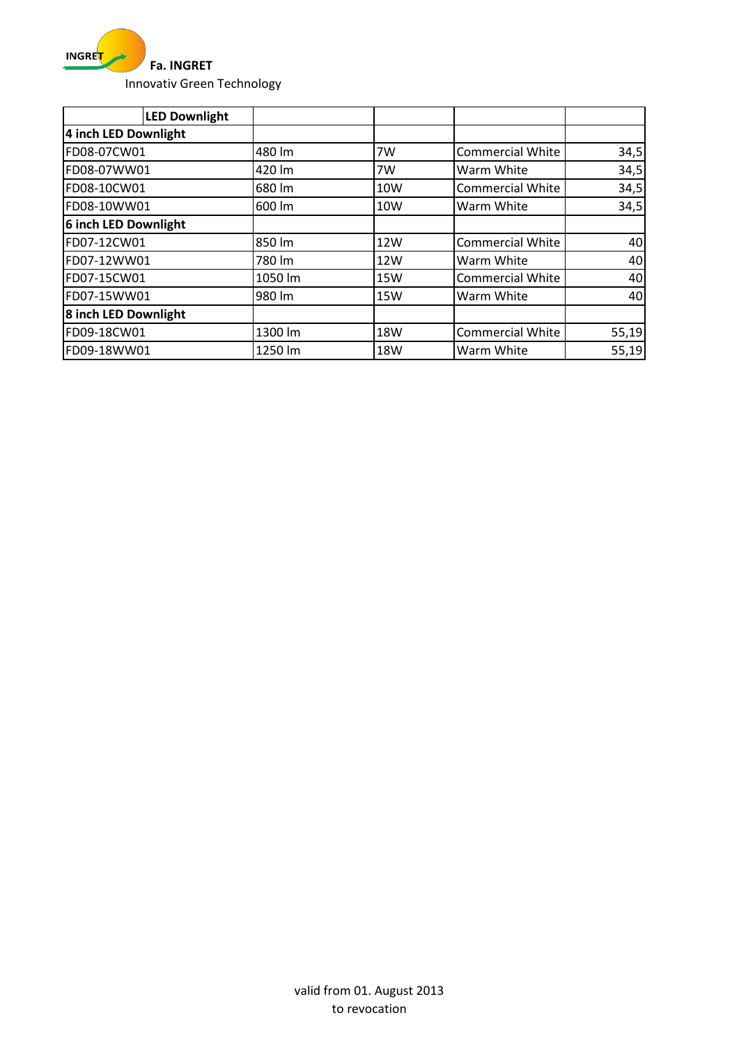**Fa. INGRET**
Innovativ Green Technology

| LED Downlight | | | | |
|---|---|---|---|---|
| **4 inch LED Downlight** | | | | |
| FD08-07CW01 | 480 lm | 7W | Commercial White | 34,5 |
| FD08-07WW01 | 420 lm | 7W | Warm White | 34,5 |
| FD08-10CW01 | 680 lm | 10W | Commercial White | 34,5 |
| FD08-10WW01 | 600 lm | 10W | Warm White | 34,5 |
| **6 inch LED Downlight** | | | | |
| FD07-12CW01 | 850 lm | 12W | Commercial White | 40 |
| FD07-12WW01 | 780 lm | 12W | Warm White | 40 |
| FD07-15CW01 | 1050 lm | 15W | Commercial White | 40 |
| FD07-15WW01 | 980 lm | 15W | Warm White | 40 |
| **8 inch LED Downlight** | | | | |
| FD09-18CW01 | 1300 lm | 18W | Commercial White | 55,19 |
| FD09-18WW01 | 1250 lm | 18W | Warm White | 55,19 |

valid from 01. August 2013
to revocation